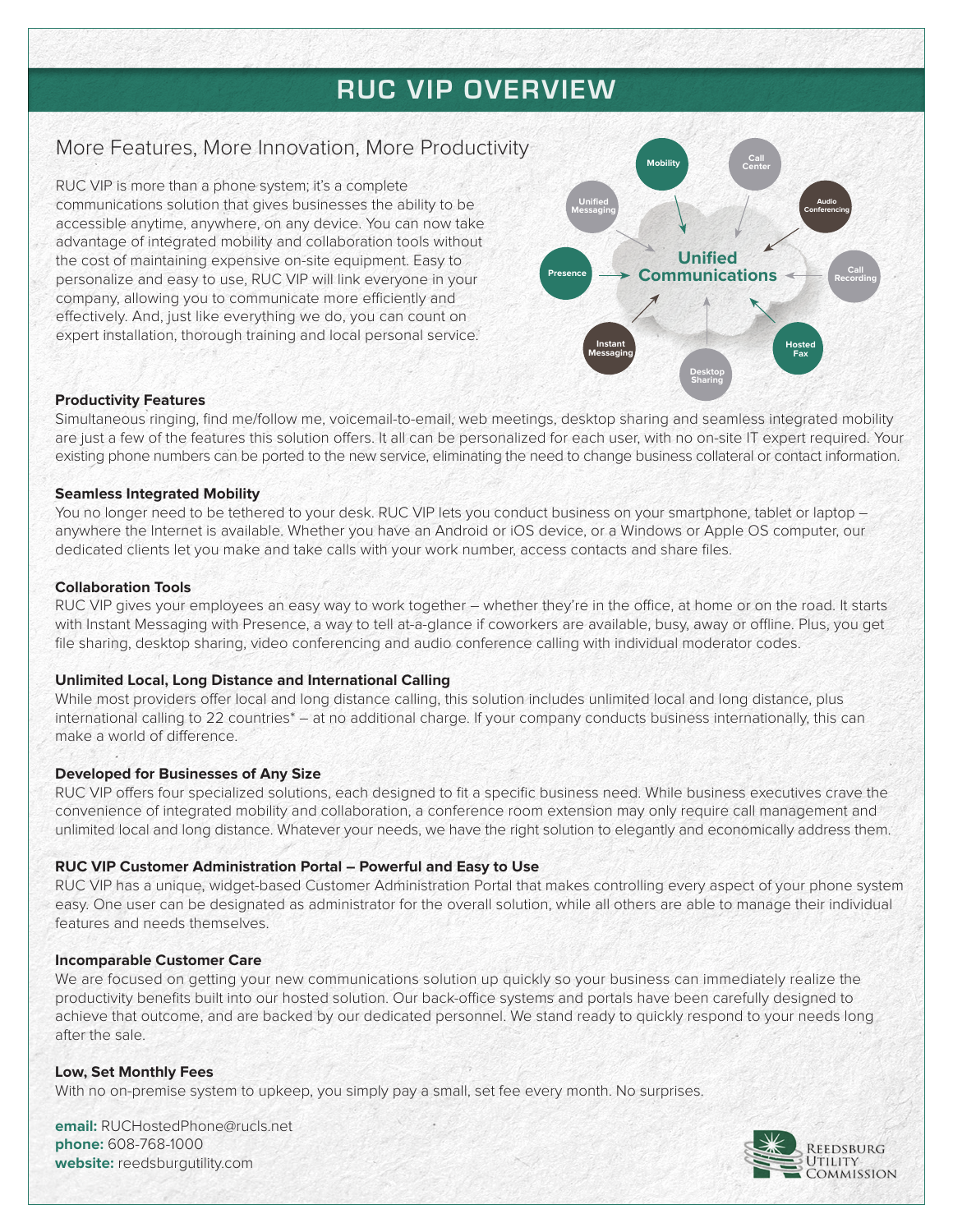# RUC VIP OVERVIEW

## More Features, More Innovation, More Productivity

RUC VIP is more than a phone system; it's a complete communications solution that gives businesses the ability to be accessible anytime, anywhere, on any device. You can now take advantage of integrated mobility and collaboration tools without the cost of maintaining expensive on-site equipment. Easy to personalize and easy to use, RUC VIP will link everyone in your company, allowing you to communicate more efficiently and effectively. And, just like everything we do, you can count on expert installation, thorough training and local personal service.

Unified Communications: Mobility, Call Center, Audio Conferencing, Call Recording, Hosted Fax, Desktop Sharing, Instant Messaging, Presence, Unified Messaging

**Productivity Features**

Simultaneous ringing, find me/follow me, voicemail-to-email, web meetings, desktop sharing and seamless integrated mobility are just a few of the features this solution offers. It all can be personalized for each user, with no on-site IT expert required. Your existing phone numbers can be ported to the new service, eliminating the need to change business collateral or contact information.

**Seamless Integrated Mobility**

You no longer need to be tethered to your desk. RUC VIP lets you conduct business on your smartphone, tablet or laptop – anywhere the Internet is available. Whether you have an Android or iOS device, or a Windows or Apple OS computer, our dedicated clients let you make and take calls with your work number, access contacts and share files.

**Collaboration Tools**

RUC VIP gives your employees an easy way to work together – whether they're in the office, at home or on the road. It starts with Instant Messaging with Presence, a way to tell at-a-glance if coworkers are available, busy, away or offline. Plus, you get file sharing, desktop sharing, video conferencing and audio conference calling with individual moderator codes.

**Unlimited Local, Long Distance and International Calling**

While most providers offer local and long distance calling, this solution includes unlimited local and long distance, plus international calling to 22 countries* – at no additional charge. If your company conducts business internationally, this can make a world of difference.

**Developed for Businesses of Any Size**

RUC VIP offers four specialized solutions, each designed to fit a specific business need. While business executives crave the convenience of integrated mobility and collaboration, a conference room extension may only require call management and unlimited local and long distance. Whatever your needs, we have the right solution to elegantly and economically address them.

**RUC VIP Customer Administration Portal – Powerful and Easy to Use**

RUC VIP has a unique, widget-based Customer Administration Portal that makes controlling every aspect of your phone system easy. One user can be designated as administrator for the overall solution, while all others are able to manage their individual features and needs themselves.

**Incomparable Customer Care**

We are focused on getting your new communications solution up quickly so your business can immediately realize the productivity benefits built into our hosted solution. Our back-office systems and portals have been carefully designed to achieve that outcome, and are backed by our dedicated personnel. We stand ready to quickly respond to your needs long after the sale.

**Low, Set Monthly Fees**

With no on-premise system to upkeep, you simply pay a small, set fee every month. No surprises.

**email:** RUCHostedPhone@rucls.net
**phone:** 608-768-1000
**website:** reedsburgutility.com

Reedsburg Utility Commission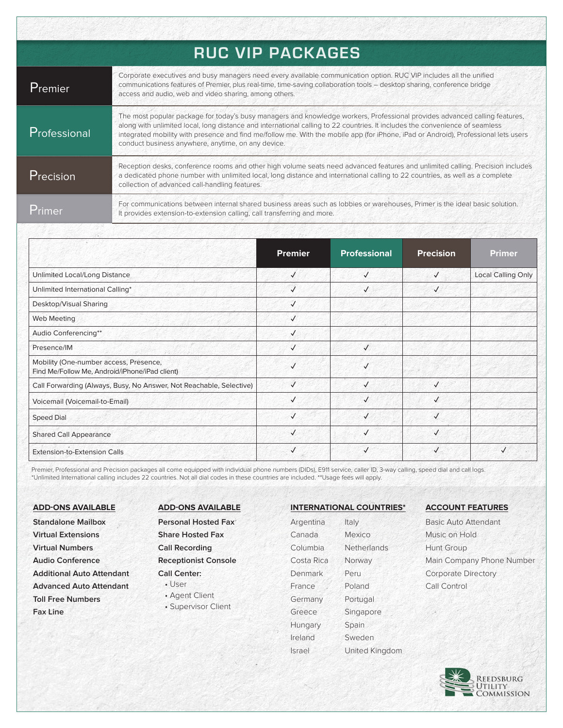# RUC VIP PACKAGES

| | |
|---|---|
| **Premier** | Corporate executives and busy managers need every available communication option. RUC VIP includes all the unified communications features of Premier, plus real-time, time-saving collaboration tools – desktop sharing, conference bridge access and audio, web and video sharing, among others. |
| **Professional** | The most popular package for today's busy managers and knowledge workers, Professional provides advanced calling features, along with unlimited local, long distance and international calling to 22 countries. It includes the convenience of seamless integrated mobility with presence and find me/follow me. With the mobile app (for iPhone, iPad or Android), Professional lets users conduct business anywhere, anytime, on any device. |
| **Precision** | Reception desks, conference rooms and other high volume seats need advanced features and unlimited calling. Precision includes a dedicated phone number with unlimited local, long distance and international calling to 22 countries, as well as a complete collection of advanced call-handling features. |
| **Primer** | For communications between internal shared business areas such as lobbies or warehouses, Primer is the ideal basic solution. It provides extension-to-extension calling, call transferring and more. |

| | Premier | Professional | Precision | Primer |
|---|---|---|---|---|
| Unlimited Local/Long Distance | ✓ | ✓ | ✓ | Local Calling Only |
| Unlimited International Calling* | ✓ | ✓ | ✓ | |
| Desktop/Visual Sharing | ✓ | | | |
| Web Meeting | ✓ | | | |
| Audio Conferencing** | ✓ | | | |
| Presence/IM | ✓ | ✓ | | |
| Mobility (One-number access, Presence, Find Me/Follow Me, Android/iPhone/iPad client) | ✓ | ✓ | | |
| Call Forwarding (Always, Busy, No Answer, Not Reachable, Selective) | ✓ | ✓ | ✓ | |
| Voicemail (Voicemail-to-Email) | ✓ | ✓ | ✓ | |
| Speed Dial | ✓ | ✓ | ✓ | |
| Shared Call Appearance | ✓ | ✓ | ✓ | |
| Extension-to-Extension Calls | ✓ | ✓ | ✓ | ✓ |

Premier, Professional and Precision packages all come equipped with individual phone numbers (DIDs), E911 service, caller ID, 3-way calling, speed dial and call logs.
*Unlimited International calling includes 22 countries. Not all dial codes in these countries are included. **Usage fees will apply.

## ADD-ONS AVAILABLE

- **Standalone Mailbox**
- **Virtual Extensions**
- **Virtual Numbers**
- **Audio Conference**
- **Additional Auto Attendant**
- **Advanced Auto Attendant**
- **Toll Free Numbers**
- **Fax Line**

## ADD-ONS AVAILABLE

- **Personal Hosted Fax**
- **Share Hosted Fax**
- **Call Recording**
- **Receptionist Console**
- **Call Center:**
  - User
  - Agent Client
  - Supervisor Client

## INTERNATIONAL COUNTRIES*

Argentina
Canada
Columbia
Costa Rica
Denmark
France
Germany
Greece
Hungary
Ireland
Israel
Italy
Mexico
Netherlands
Norway
Peru
Poland
Portugal
Singapore
Spain
Sweden
United Kingdom

## ACCOUNT FEATURES

Basic Auto Attendant
Music on Hold
Hunt Group
Main Company Phone Number
Corporate Directory
Call Control

Reedsburg Utility Commission